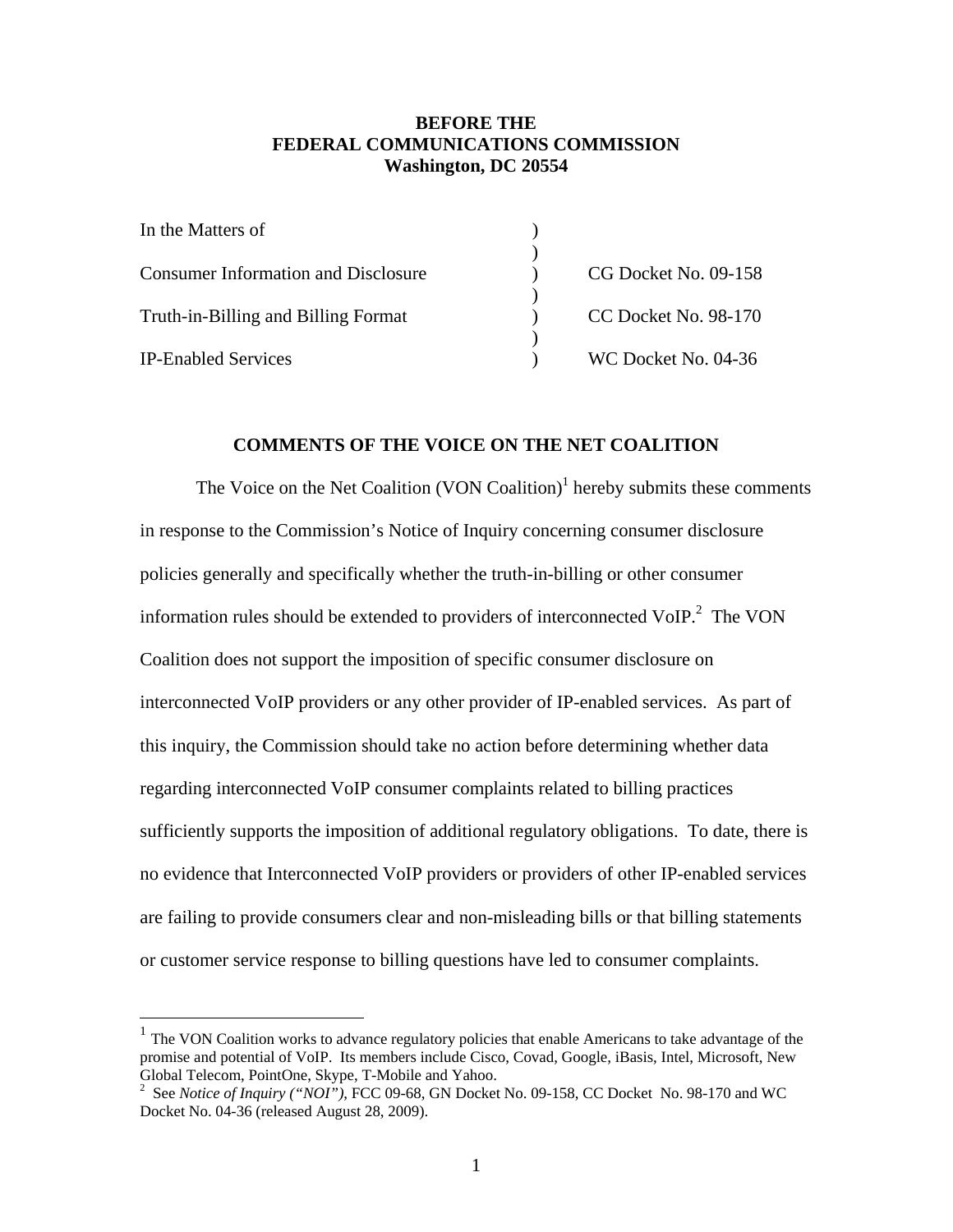**BEFORE THE**
**FEDERAL COMMUNICATIONS COMMISSION**
**Washington, DC 20554**

| | | |
|---|---|---|
| In the Matters of | ) | |
| | ) | |
| Consumer Information and Disclosure | ) | CG Docket No. 09-158 |
| | ) | |
| Truth-in-Billing and Billing Format | ) | CC Docket No. 98-170 |
| | ) | |
| IP-Enabled Services | ) | WC Docket No. 04-36 |

## COMMENTS OF THE VOICE ON THE NET COALITION

The Voice on the Net Coalition (VON Coalition)[1] hereby submits these comments in response to the Commission's Notice of Inquiry concerning consumer disclosure policies generally and specifically whether the truth-in-billing or other consumer information rules should be extended to providers of interconnected VoIP.[2] The VON Coalition does not support the imposition of specific consumer disclosure on interconnected VoIP providers or any other provider of IP-enabled services. As part of this inquiry, the Commission should take no action before determining whether data regarding interconnected VoIP consumer complaints related to billing practices sufficiently supports the imposition of additional regulatory obligations. To date, there is no evidence that Interconnected VoIP providers or providers of other IP-enabled services are failing to provide consumers clear and non-misleading bills or that billing statements or customer service response to billing questions have led to consumer complaints.

---

[1] The VON Coalition works to advance regulatory policies that enable Americans to take advantage of the promise and potential of VoIP. Its members include Cisco, Covad, Google, iBasis, Intel, Microsoft, New Global Telecom, PointOne, Skype, T-Mobile and Yahoo.

[2] See *Notice of Inquiry ("NOI")*, FCC 09-68, GN Docket No. 09-158, CC Docket No. 98-170 and WC Docket No. 04-36 (released August 28, 2009).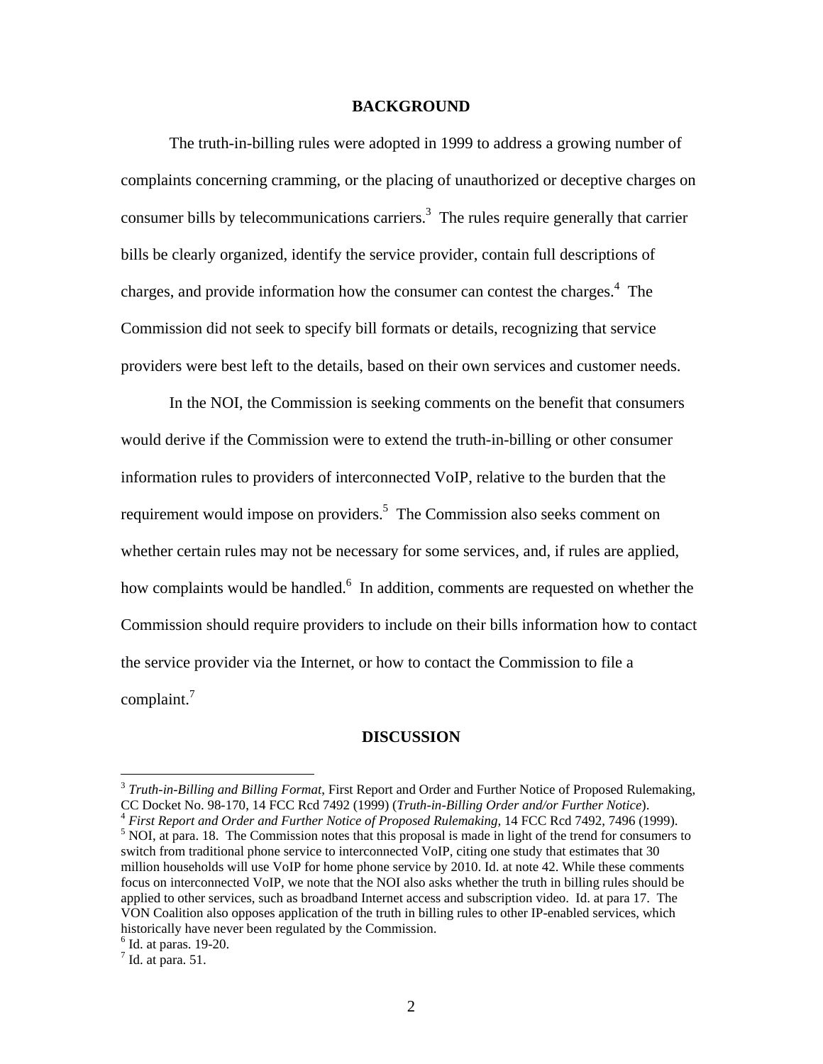## BACKGROUND

The truth-in-billing rules were adopted in 1999 to address a growing number of complaints concerning cramming, or the placing of unauthorized or deceptive charges on consumer bills by telecommunications carriers.[3] The rules require generally that carrier bills be clearly organized, identify the service provider, contain full descriptions of charges, and provide information how the consumer can contest the charges.[4] The Commission did not seek to specify bill formats or details, recognizing that service providers were best left to the details, based on their own services and customer needs.

In the NOI, the Commission is seeking comments on the benefit that consumers would derive if the Commission were to extend the truth-in-billing or other consumer information rules to providers of interconnected VoIP, relative to the burden that the requirement would impose on providers.[5] The Commission also seeks comment on whether certain rules may not be necessary for some services, and, if rules are applied, how complaints would be handled.[6] In addition, comments are requested on whether the Commission should require providers to include on their bills information how to contact the service provider via the Internet, or how to contact the Commission to file a complaint.[7]

## DISCUSSION

---

[3] *Truth-in-Billing and Billing Format*, First Report and Order and Further Notice of Proposed Rulemaking, CC Docket No. 98-170, 14 FCC Rcd 7492 (1999) (*Truth-in-Billing Order and/or Further Notice*).

[4] *First Report and Order and Further Notice of Proposed Rulemaking,* 14 FCC Rcd 7492, 7496 (1999).

[5] NOI, at para. 18. The Commission notes that this proposal is made in light of the trend for consumers to switch from traditional phone service to interconnected VoIP, citing one study that estimates that 30 million households will use VoIP for home phone service by 2010. Id. at note 42. While these comments focus on interconnected VoIP, we note that the NOI also asks whether the truth in billing rules should be applied to other services, such as broadband Internet access and subscription video. Id. at para 17. The VON Coalition also opposes application of the truth in billing rules to other IP-enabled services, which historically have never been regulated by the Commission.

[6] Id. at paras. 19-20.

[7] Id. at para. 51.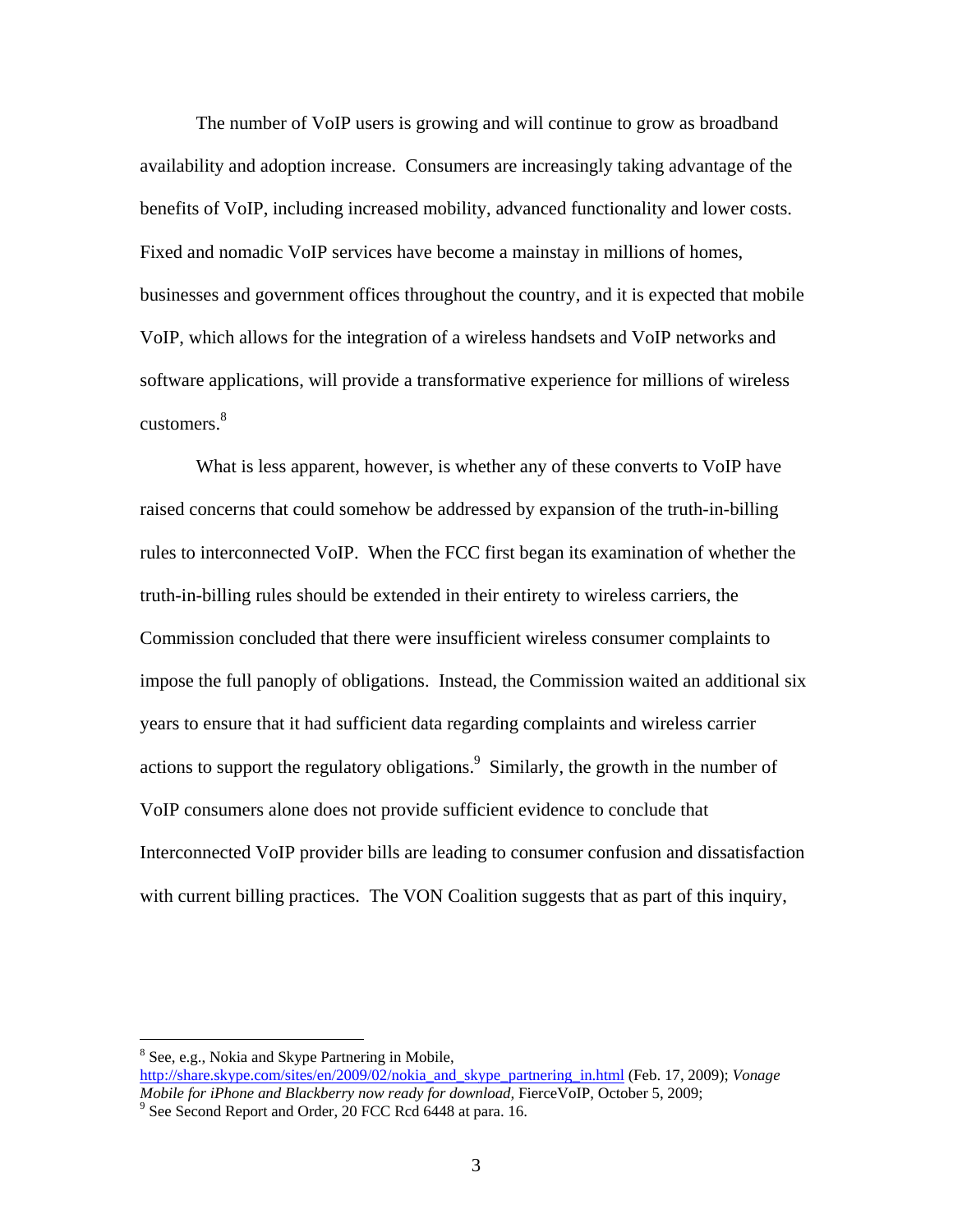The number of VoIP users is growing and will continue to grow as broadband availability and adoption increase. Consumers are increasingly taking advantage of the benefits of VoIP, including increased mobility, advanced functionality and lower costs. Fixed and nomadic VoIP services have become a mainstay in millions of homes, businesses and government offices throughout the country, and it is expected that mobile VoIP, which allows for the integration of a wireless handsets and VoIP networks and software applications, will provide a transformative experience for millions of wireless customers.[8]

What is less apparent, however, is whether any of these converts to VoIP have raised concerns that could somehow be addressed by expansion of the truth-in-billing rules to interconnected VoIP. When the FCC first began its examination of whether the truth-in-billing rules should be extended in their entirety to wireless carriers, the Commission concluded that there were insufficient wireless consumer complaints to impose the full panoply of obligations. Instead, the Commission waited an additional six years to ensure that it had sufficient data regarding complaints and wireless carrier actions to support the regulatory obligations.[9] Similarly, the growth in the number of VoIP consumers alone does not provide sufficient evidence to conclude that Interconnected VoIP provider bills are leading to consumer confusion and dissatisfaction with current billing practices. The VON Coalition suggests that as part of this inquiry,

---

[8] See, e.g., Nokia and Skype Partnering in Mobile, http://share.skype.com/sites/en/2009/02/nokia_and_skype_partnering_in.html (Feb. 17, 2009); *Vonage Mobile for iPhone and Blackberry now ready for download,* FierceVoIP, October 5, 2009;

[9] See Second Report and Order, 20 FCC Rcd 6448 at para. 16.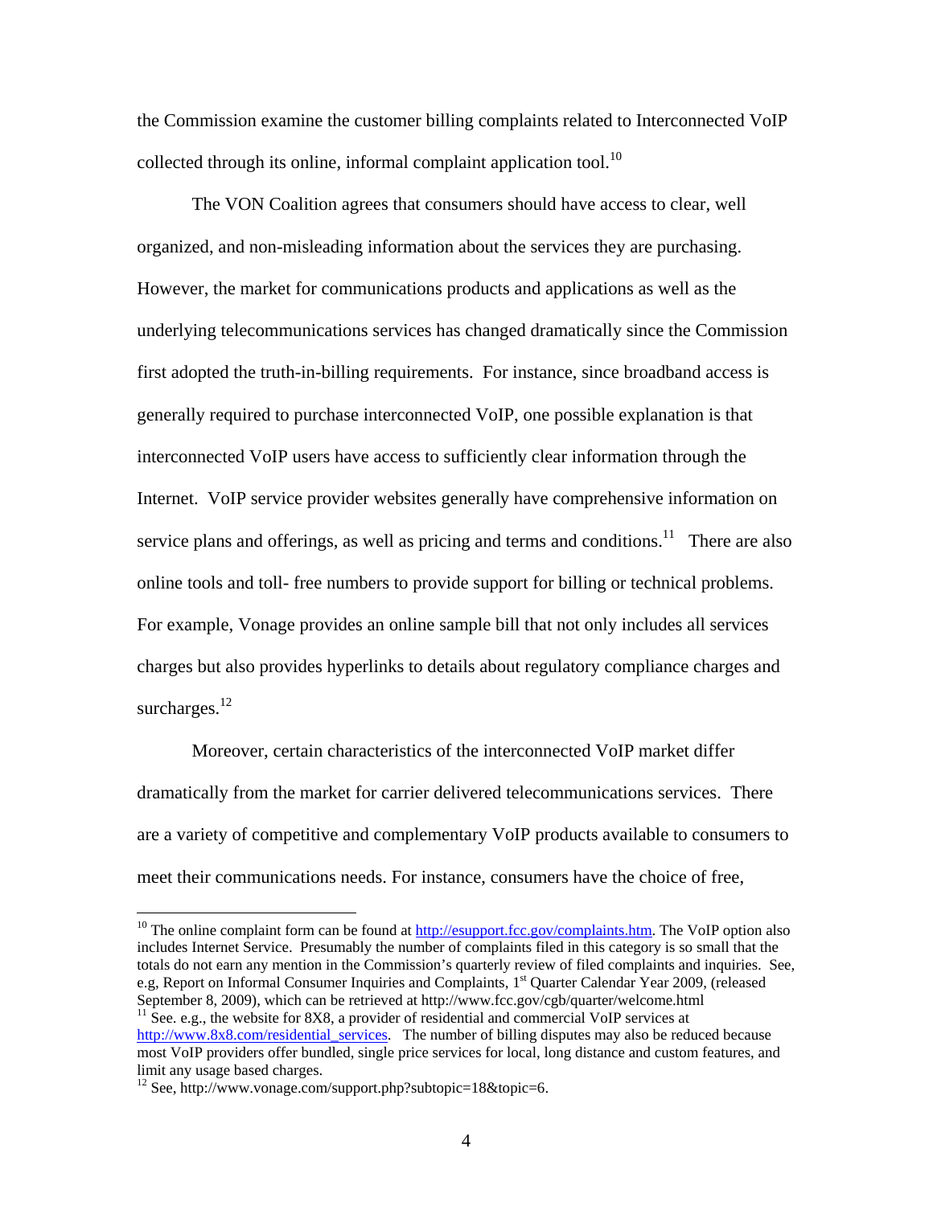the Commission examine the customer billing complaints related to Interconnected VoIP collected through its online, informal complaint application tool.[10]

The VON Coalition agrees that consumers should have access to clear, well organized, and non-misleading information about the services they are purchasing. However, the market for communications products and applications as well as the underlying telecommunications services has changed dramatically since the Commission first adopted the truth-in-billing requirements. For instance, since broadband access is generally required to purchase interconnected VoIP, one possible explanation is that interconnected VoIP users have access to sufficiently clear information through the Internet. VoIP service provider websites generally have comprehensive information on service plans and offerings, as well as pricing and terms and conditions.[11] There are also online tools and toll- free numbers to provide support for billing or technical problems. For example, Vonage provides an online sample bill that not only includes all services charges but also provides hyperlinks to details about regulatory compliance charges and surcharges.[12]

Moreover, certain characteristics of the interconnected VoIP market differ dramatically from the market for carrier delivered telecommunications services. There are a variety of competitive and complementary VoIP products available to consumers to meet their communications needs. For instance, consumers have the choice of free,

---

[10] The online complaint form can be found at http://esupport.fcc.gov/complaints.htm. The VoIP option also includes Internet Service. Presumably the number of complaints filed in this category is so small that the totals do not earn any mention in the Commission's quarterly review of filed complaints and inquiries. See, e.g, Report on Informal Consumer Inquiries and Complaints, 1st Quarter Calendar Year 2009, (released September 8, 2009), which can be retrieved at http://www.fcc.gov/cgb/quarter/welcome.html

[11] See. e.g., the website for 8X8, a provider of residential and commercial VoIP services at http://www.8x8.com/residential_services. The number of billing disputes may also be reduced because most VoIP providers offer bundled, single price services for local, long distance and custom features, and limit any usage based charges.

[12] See, http://www.vonage.com/support.php?subtopic=18&topic=6.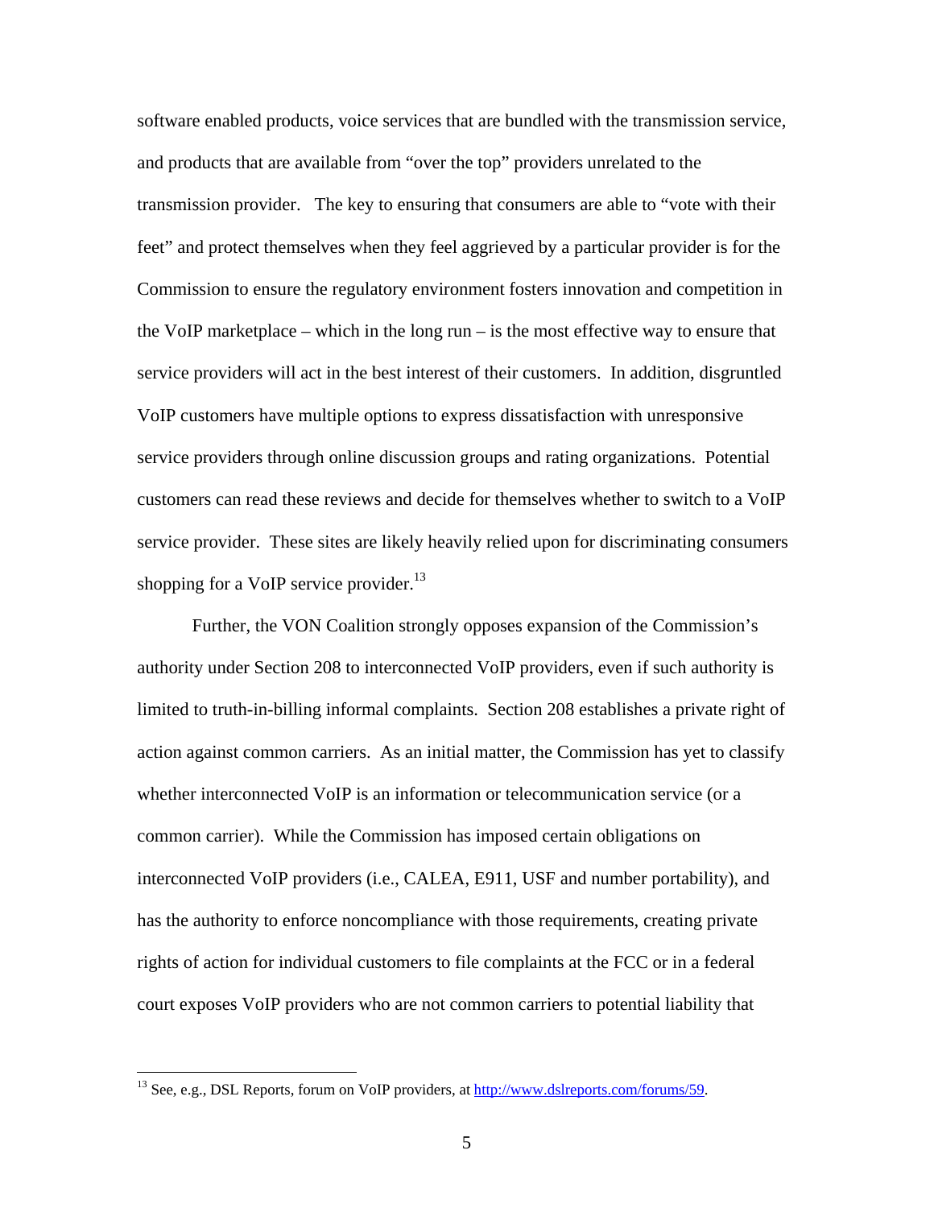software enabled products, voice services that are bundled with the transmission service, and products that are available from "over the top" providers unrelated to the transmission provider. The key to ensuring that consumers are able to "vote with their feet" and protect themselves when they feel aggrieved by a particular provider is for the Commission to ensure the regulatory environment fosters innovation and competition in the VoIP marketplace – which in the long run – is the most effective way to ensure that service providers will act in the best interest of their customers. In addition, disgruntled VoIP customers have multiple options to express dissatisfaction with unresponsive service providers through online discussion groups and rating organizations. Potential customers can read these reviews and decide for themselves whether to switch to a VoIP service provider. These sites are likely heavily relied upon for discriminating consumers shopping for a VoIP service provider.[13]

Further, the VON Coalition strongly opposes expansion of the Commission's authority under Section 208 to interconnected VoIP providers, even if such authority is limited to truth-in-billing informal complaints. Section 208 establishes a private right of action against common carriers. As an initial matter, the Commission has yet to classify whether interconnected VoIP is an information or telecommunication service (or a common carrier). While the Commission has imposed certain obligations on interconnected VoIP providers (i.e., CALEA, E911, USF and number portability), and has the authority to enforce noncompliance with those requirements, creating private rights of action for individual customers to file complaints at the FCC or in a federal court exposes VoIP providers who are not common carriers to potential liability that

---

[13] See, e.g., DSL Reports, forum on VoIP providers, at http://www.dslreports.com/forums/59.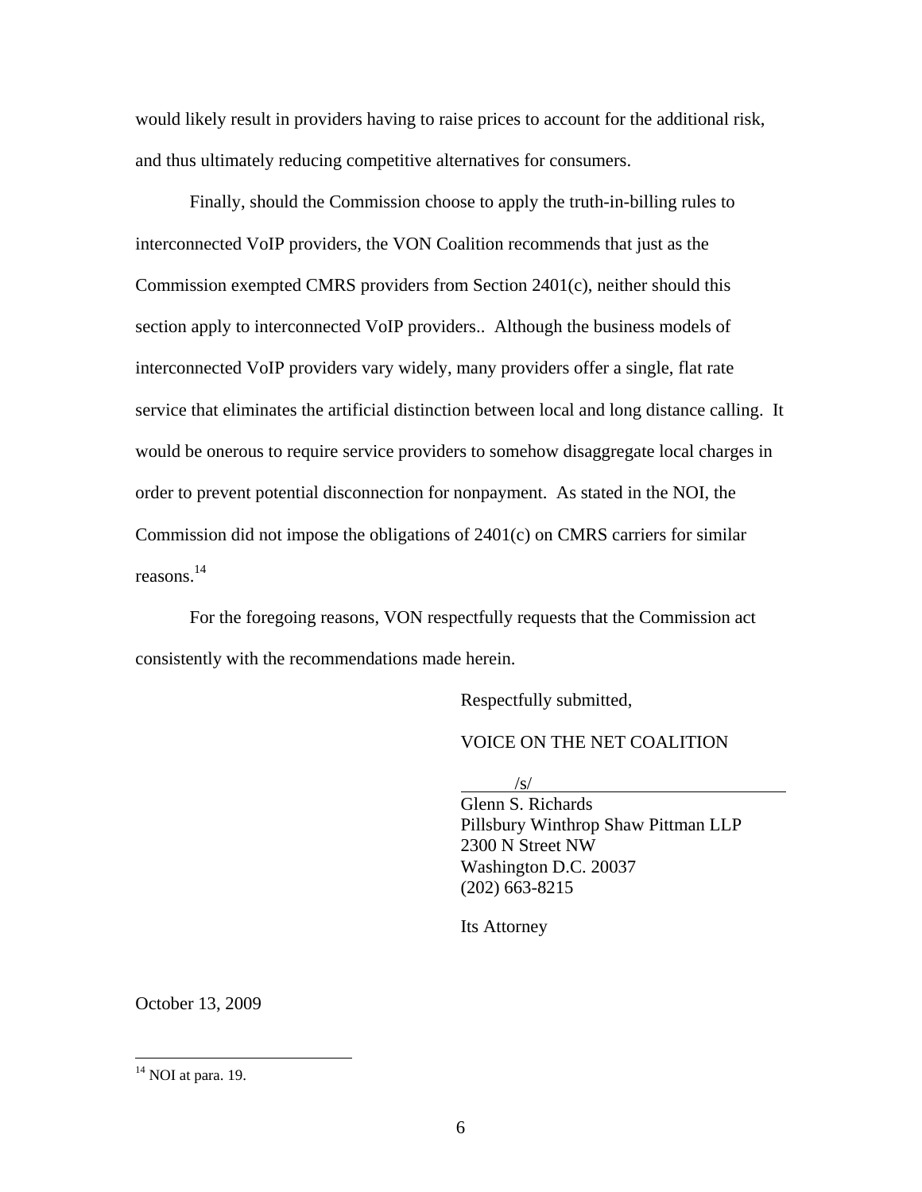would likely result in providers having to raise prices to account for the additional risk, and thus ultimately reducing competitive alternatives for consumers.

Finally, should the Commission choose to apply the truth-in-billing rules to interconnected VoIP providers, the VON Coalition recommends that just as the Commission exempted CMRS providers from Section 2401(c), neither should this section apply to interconnected VoIP providers.. Although the business models of interconnected VoIP providers vary widely, many providers offer a single, flat rate service that eliminates the artificial distinction between local and long distance calling. It would be onerous to require service providers to somehow disaggregate local charges in order to prevent potential disconnection for nonpayment. As stated in the NOI, the Commission did not impose the obligations of 2401(c) on CMRS carriers for similar reasons.[14]

For the foregoing reasons, VON respectfully requests that the Commission act consistently with the recommendations made herein.

Respectfully submitted,

VOICE ON THE NET COALITION

/s/

Glenn S. Richards
Pillsbury Winthrop Shaw Pittman LLP
2300 N Street NW
Washington D.C. 20037
(202) 663-8215

Its Attorney

October 13, 2009

[14] NOI at para. 19.